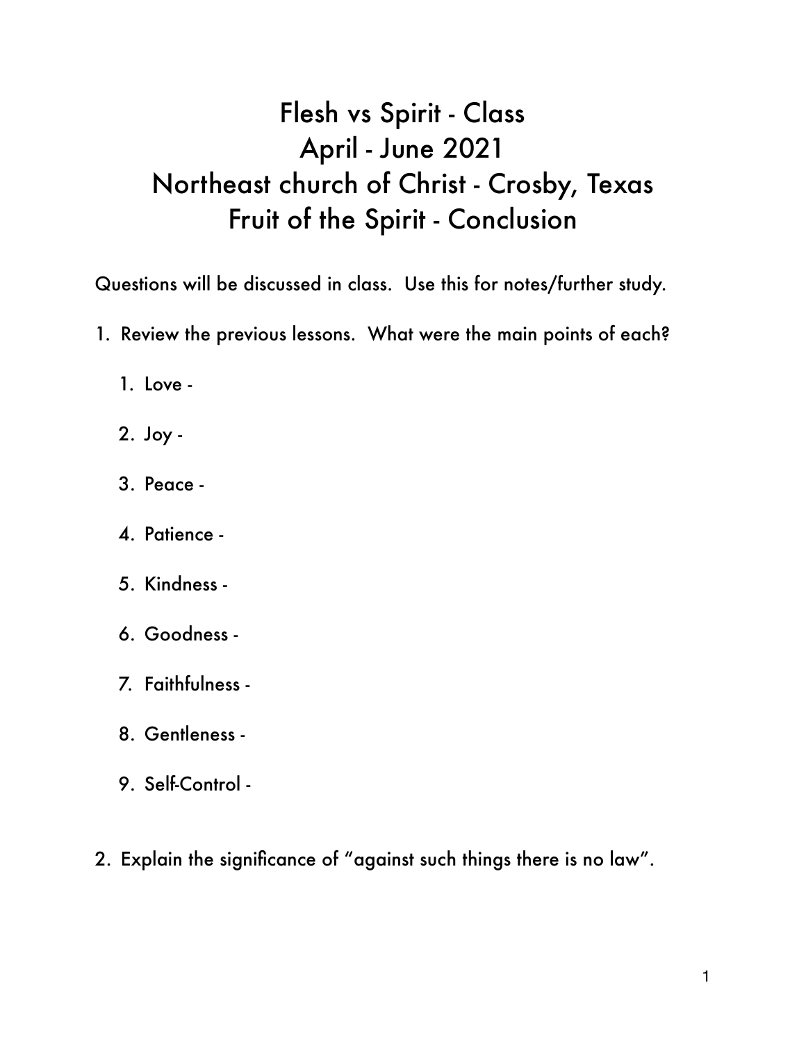# Flesh vs Spirit - Class
# April - June 2021
# Northeast church of Christ - Crosby, Texas
# Fruit of the Spirit - Conclusion

Questions will be discussed in class. Use this for notes/further study.

1. Review the previous lessons. What were the main points of each?

    1. Love -

    2. Joy -

    3. Peace -

    4. Patience -

    5. Kindness -

    6. Goodness -

    7. Faithfulness -

    8. Gentleness -

    9. Self-Control -

2. Explain the significance of "against such things there is no law".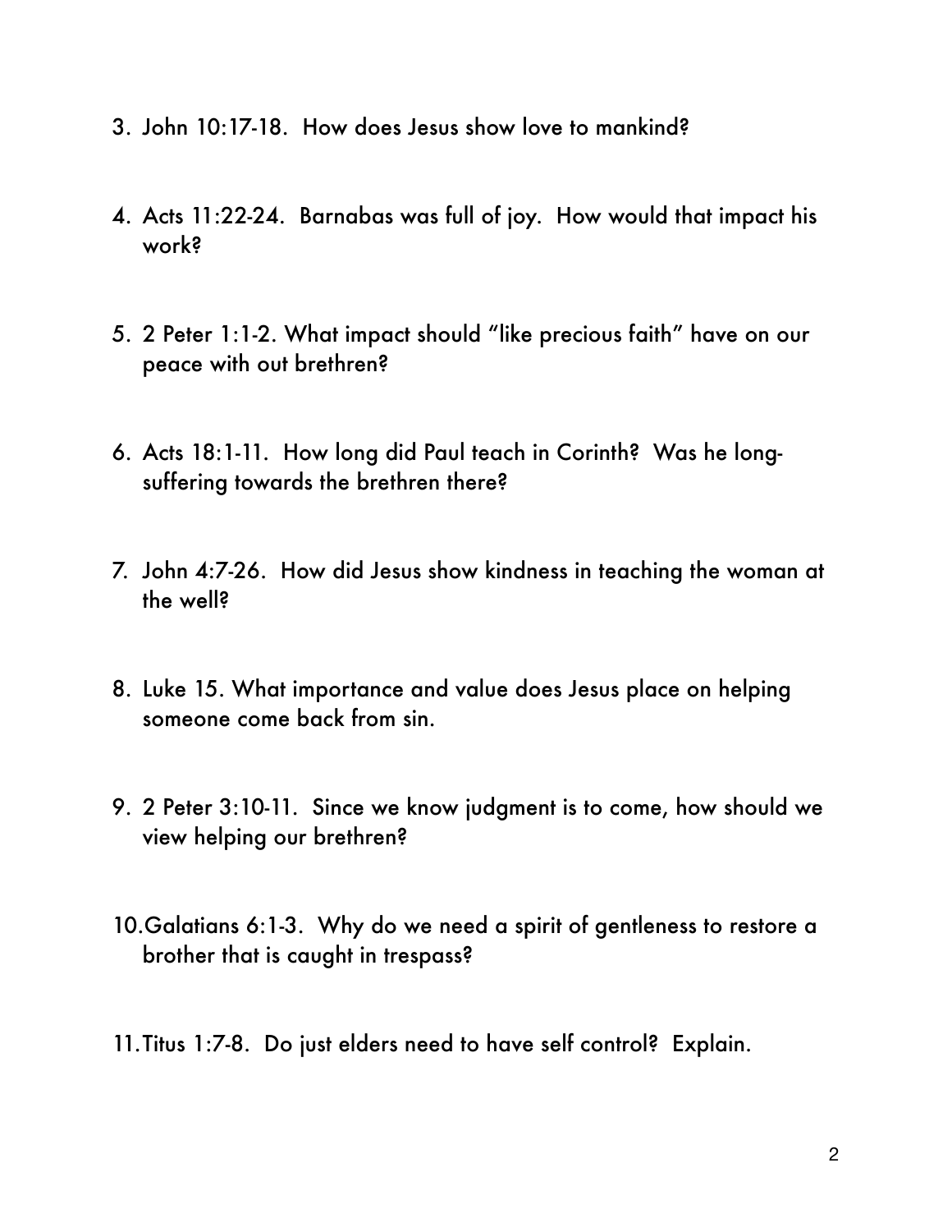3. John 10:17-18. How does Jesus show love to mankind?

4. Acts 11:22-24. Barnabas was full of joy. How would that impact his work?

5. 2 Peter 1:1-2. What impact should "like precious faith" have on our peace with out brethren?

6. Acts 18:1-11. How long did Paul teach in Corinth? Was he long-suffering towards the brethren there?

7. John 4:7-26. How did Jesus show kindness in teaching the woman at the well?

8. Luke 15. What importance and value does Jesus place on helping someone come back from sin.

9. 2 Peter 3:10-11. Since we know judgment is to come, how should we view helping our brethren?

10. Galatians 6:1-3. Why do we need a spirit of gentleness to restore a brother that is caught in trespass?

11. Titus 1:7-8. Do just elders need to have self control? Explain.